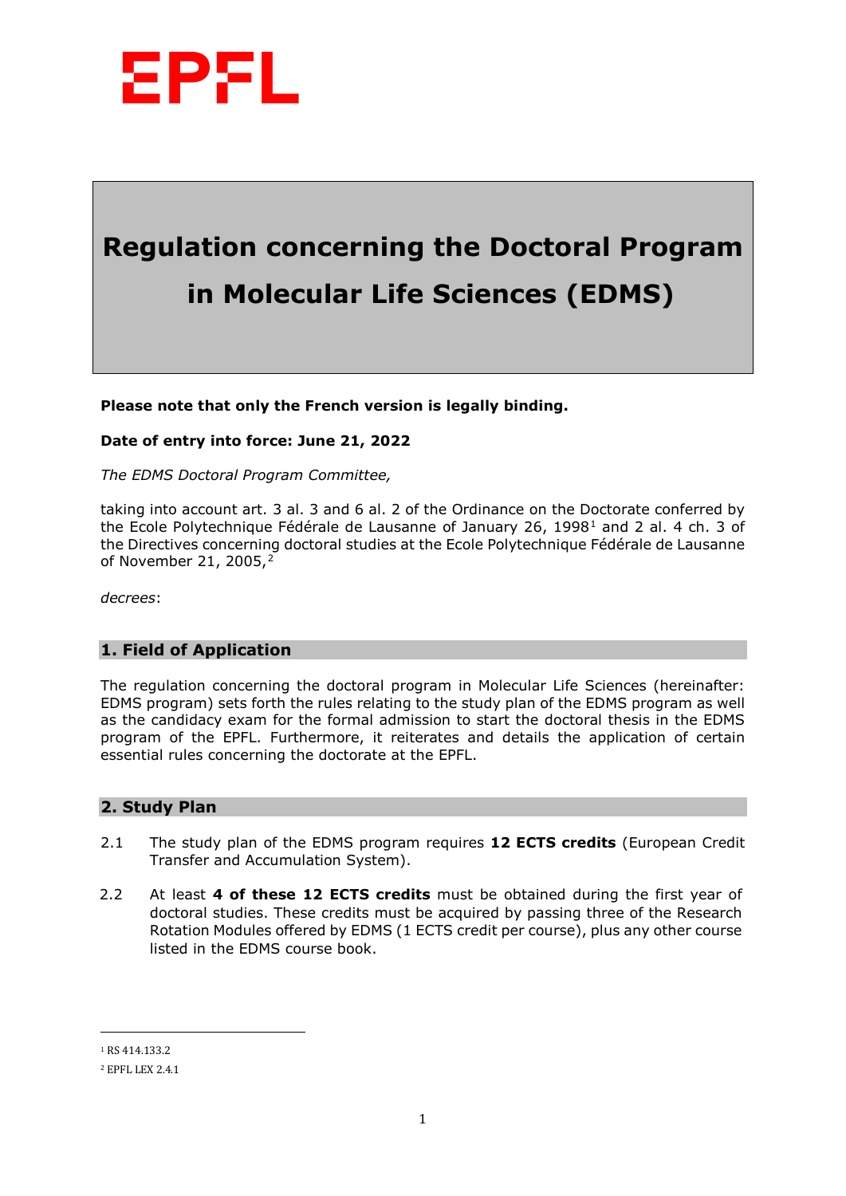# Regulation concerning the Doctoral Program in Molecular Life Sciences (EDMS)

**Please note that only the French version is legally binding.**

**Date of entry into force: June 21, 2022**

*The EDMS Doctoral Program Committee,*

taking into account art. 3 al. 3 and 6 al. 2 of the Ordinance on the Doctorate conferred by the Ecole Polytechnique Fédérale de Lausanne of January 26, 1998[1] and 2 al. 4 ch. 3 of the Directives concerning doctoral studies at the Ecole Polytechnique Fédérale de Lausanne of November 21, 2005,[2]

*decrees*:

## 1. Field of Application

The regulation concerning the doctoral program in Molecular Life Sciences (hereinafter: EDMS program) sets forth the rules relating to the study plan of the EDMS program as well as the candidacy exam for the formal admission to start the doctoral thesis in the EDMS program of the EPFL. Furthermore, it reiterates and details the application of certain essential rules concerning the doctorate at the EPFL.

## 2. Study Plan

2.1 The study plan of the EDMS program requires **12 ECTS credits** (European Credit Transfer and Accumulation System).

2.2 At least **4 of these 12 ECTS credits** must be obtained during the first year of doctoral studies. These credits must be acquired by passing three of the Research Rotation Modules offered by EDMS (1 ECTS credit per course), plus any other course listed in the EDMS course book.

---

[1] RS 414.133.2

[2] EPFL LEX 2.4.1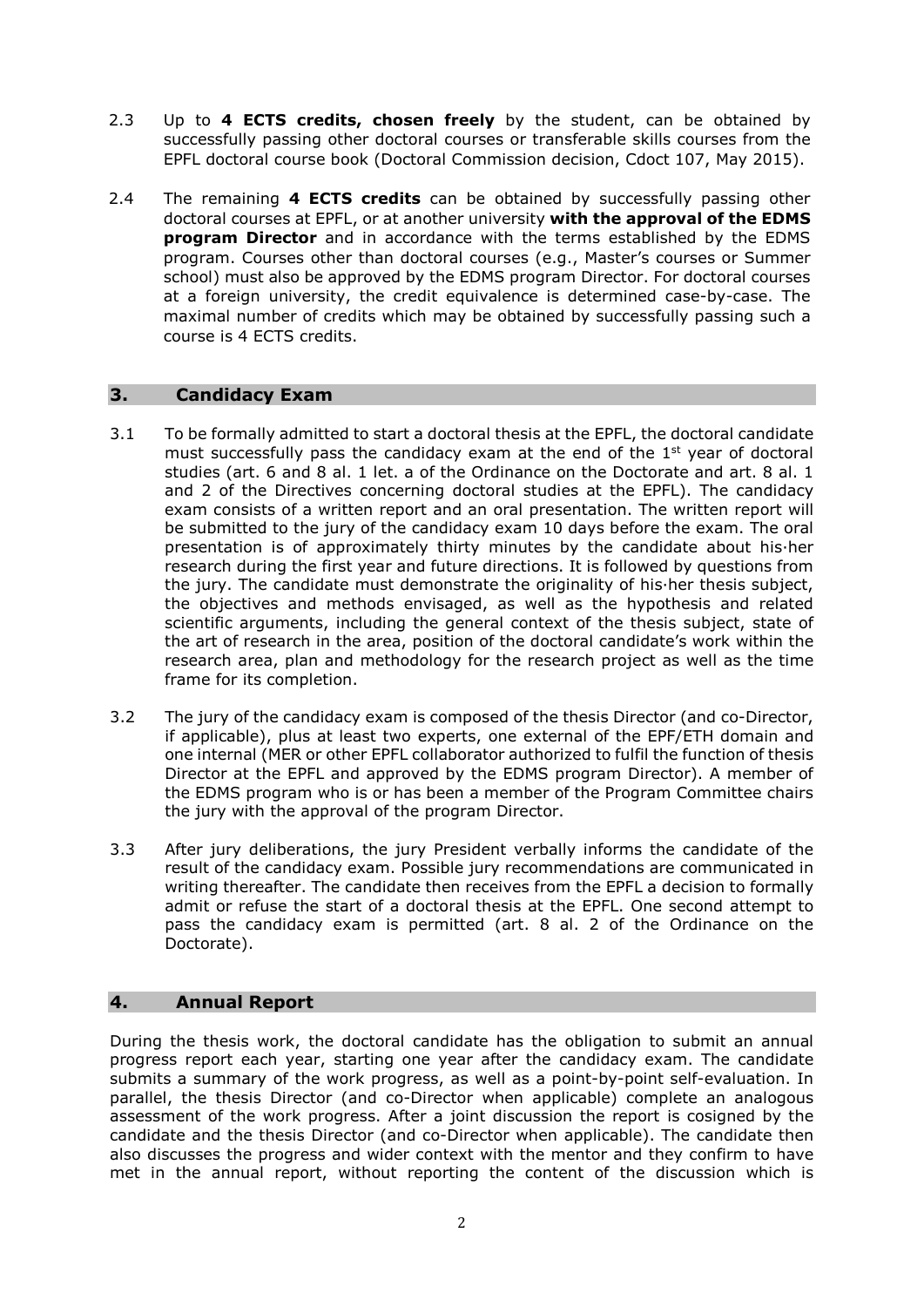2.3 Up to **4 ECTS credits, chosen freely** by the student, can be obtained by successfully passing other doctoral courses or transferable skills courses from the EPFL doctoral course book (Doctoral Commission decision, Cdoct 107, May 2015).

2.4 The remaining **4 ECTS credits** can be obtained by successfully passing other doctoral courses at EPFL, or at another university **with the approval of the EDMS program Director** and in accordance with the terms established by the EDMS program. Courses other than doctoral courses (e.g., Master's courses or Summer school) must also be approved by the EDMS program Director. For doctoral courses at a foreign university, the credit equivalence is determined case-by-case. The maximal number of credits which may be obtained by successfully passing such a course is 4 ECTS credits.

## 3. Candidacy Exam

3.1 To be formally admitted to start a doctoral thesis at the EPFL, the doctoral candidate must successfully pass the candidacy exam at the end of the 1st year of doctoral studies (art. 6 and 8 al. 1 let. a of the Ordinance on the Doctorate and art. 8 al. 1 and 2 of the Directives concerning doctoral studies at the EPFL). The candidacy exam consists of a written report and an oral presentation. The written report will be submitted to the jury of the candidacy exam 10 days before the exam. The oral presentation is of approximately thirty minutes by the candidate about his·her research during the first year and future directions. It is followed by questions from the jury. The candidate must demonstrate the originality of his·her thesis subject, the objectives and methods envisaged, as well as the hypothesis and related scientific arguments, including the general context of the thesis subject, state of the art of research in the area, position of the doctoral candidate's work within the research area, plan and methodology for the research project as well as the time frame for its completion.

3.2 The jury of the candidacy exam is composed of the thesis Director (and co-Director, if applicable), plus at least two experts, one external of the EPF/ETH domain and one internal (MER or other EPFL collaborator authorized to fulfil the function of thesis Director at the EPFL and approved by the EDMS program Director). A member of the EDMS program who is or has been a member of the Program Committee chairs the jury with the approval of the program Director.

3.3 After jury deliberations, the jury President verbally informs the candidate of the result of the candidacy exam. Possible jury recommendations are communicated in writing thereafter. The candidate then receives from the EPFL a decision to formally admit or refuse the start of a doctoral thesis at the EPFL. One second attempt to pass the candidacy exam is permitted (art. 8 al. 2 of the Ordinance on the Doctorate).

## 4. Annual Report

During the thesis work, the doctoral candidate has the obligation to submit an annual progress report each year, starting one year after the candidacy exam. The candidate submits a summary of the work progress, as well as a point-by-point self-evaluation. In parallel, the thesis Director (and co-Director when applicable) complete an analogous assessment of the work progress. After a joint discussion the report is cosigned by the candidate and the thesis Director (and co-Director when applicable). The candidate then also discusses the progress and wider context with the mentor and they confirm to have met in the annual report, without reporting the content of the discussion which is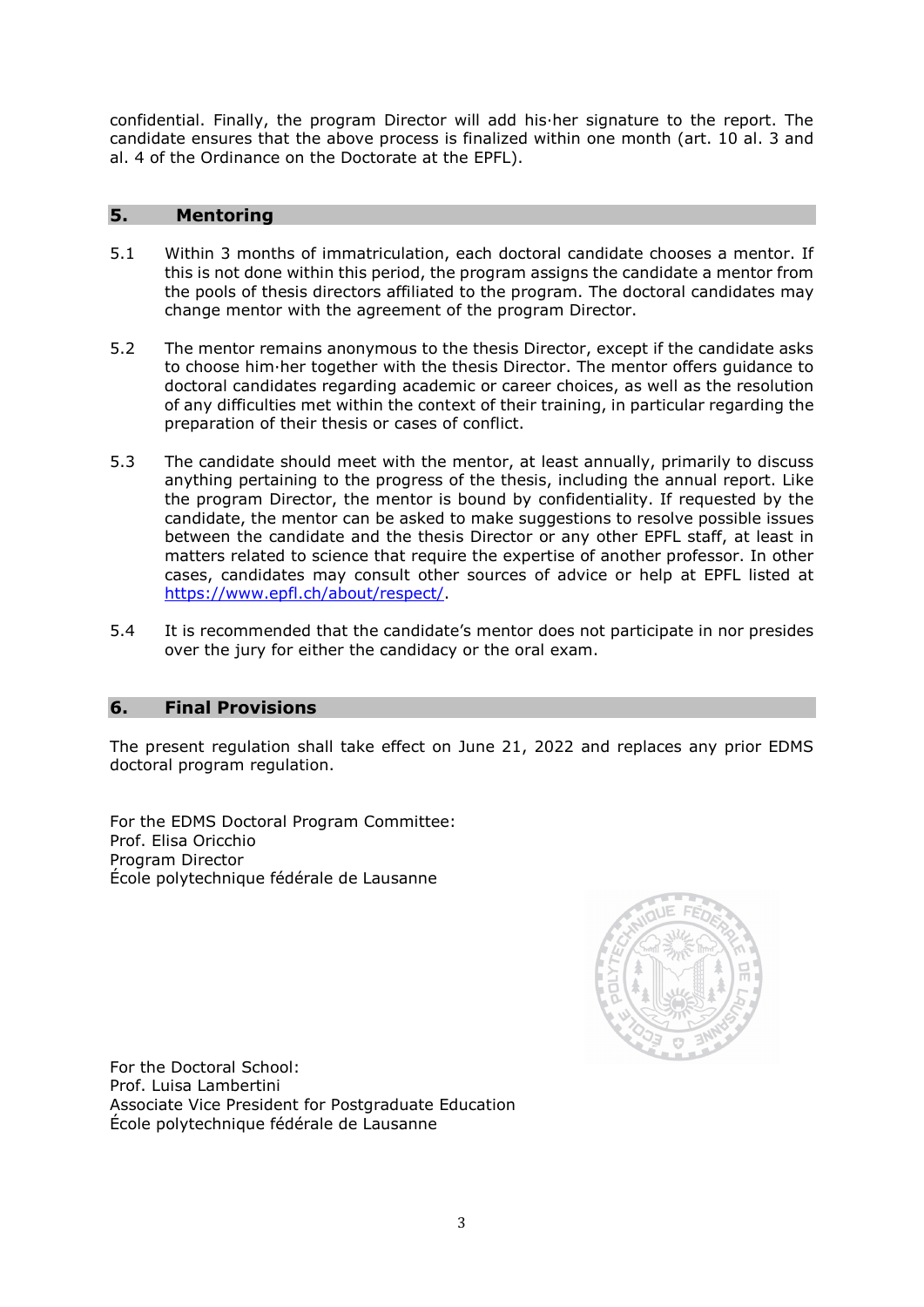confidential. Finally, the program Director will add his·her signature to the report. The candidate ensures that the above process is finalized within one month (art. 10 al. 3 and al. 4 of the Ordinance on the Doctorate at the EPFL).

## 5. Mentoring

5.1 Within 3 months of immatriculation, each doctoral candidate chooses a mentor. If this is not done within this period, the program assigns the candidate a mentor from the pools of thesis directors affiliated to the program. The doctoral candidates may change mentor with the agreement of the program Director.

5.2 The mentor remains anonymous to the thesis Director, except if the candidate asks to choose him·her together with the thesis Director. The mentor offers guidance to doctoral candidates regarding academic or career choices, as well as the resolution of any difficulties met within the context of their training, in particular regarding the preparation of their thesis or cases of conflict.

5.3 The candidate should meet with the mentor, at least annually, primarily to discuss anything pertaining to the progress of the thesis, including the annual report. Like the program Director, the mentor is bound by confidentiality. If requested by the candidate, the mentor can be asked to make suggestions to resolve possible issues between the candidate and the thesis Director or any other EPFL staff, at least in matters related to science that require the expertise of another professor. In other cases, candidates may consult other sources of advice or help at EPFL listed at https://www.epfl.ch/about/respect/.

5.4 It is recommended that the candidate's mentor does not participate in nor presides over the jury for either the candidacy or the oral exam.

## 6. Final Provisions

The present regulation shall take effect on June 21, 2022 and replaces any prior EDMS doctoral program regulation.

For the EDMS Doctoral Program Committee:
Prof. Elisa Oricchio
Program Director
École polytechnique fédérale de Lausanne

For the Doctoral School:
Prof. Luisa Lambertini
Associate Vice President for Postgraduate Education
École polytechnique fédérale de Lausanne